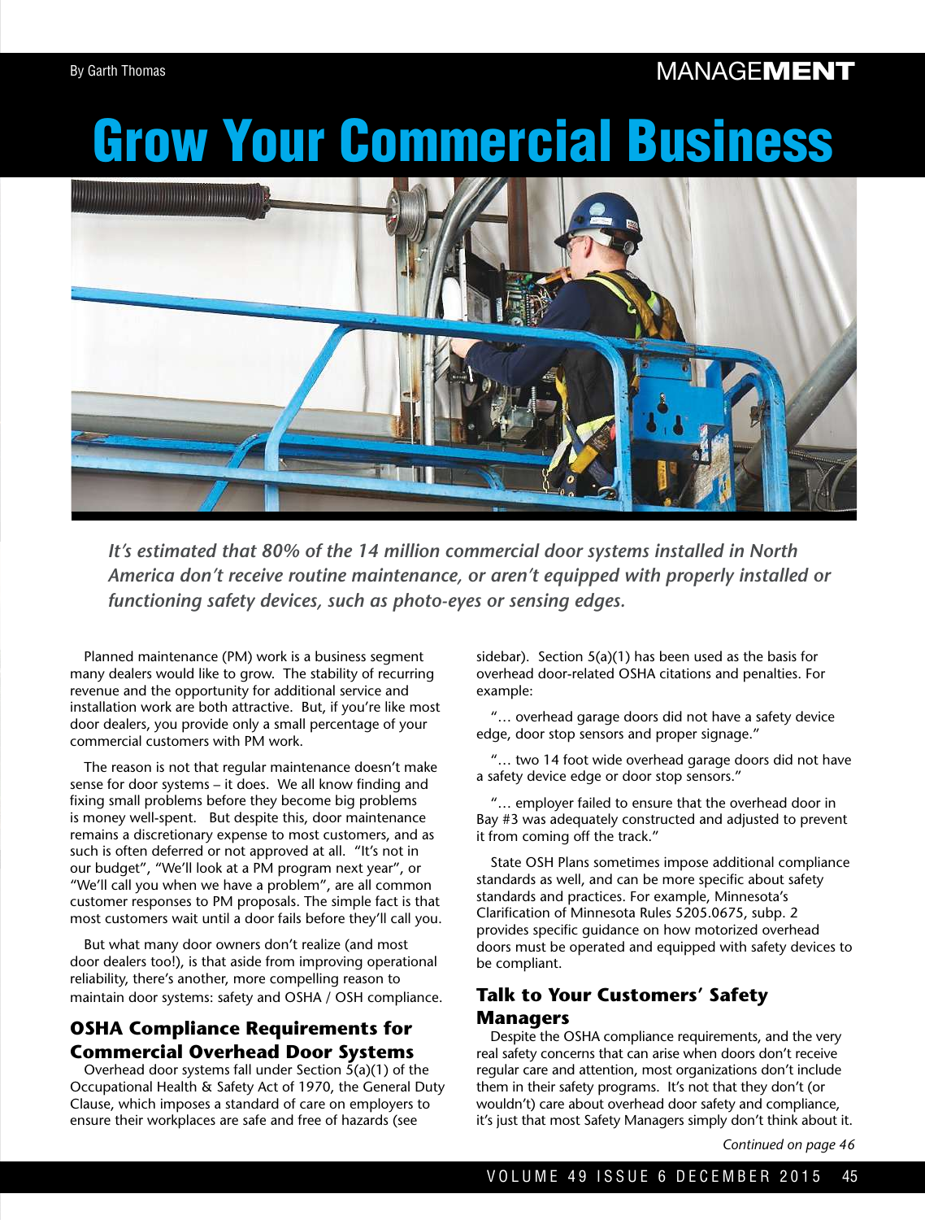# Grow Your Commercial Business

By Garth Thomas

*It's estimated that 80% of the 14 million commercial door systems installed in North America don't receive routine maintenance, or aren't equipped with properly installed or functioning safety devices, such as photo-eyes or sensing edges.*

Planned maintenance (PM) work is a business segment many dealers would like to grow. The stability of recurring revenue and the opportunity for additional service and installation work are both attractive. But, if you're like most door dealers, you provide only a small percentage of your commercial customers with PM work.

The reason is not that regular maintenance doesn't make sense for door systems – it does. We all know finding and fixing small problems before they become big problems is money well-spent. But despite this, door maintenance remains a discretionary expense to most customers, and as such is often deferred or not approved at all. "It's not in our budget", "We'll look at a PM program next year", or "We'll call you when we have a problem", are all common customer responses to PM proposals. The simple fact is that most customers wait until a door fails before they'll call you.

But what many door owners don't realize (and most door dealers too!), is that aside from improving operational reliability, there's another, more compelling reason to maintain door systems: safety and OSHA / OSH compliance.

## OSHA Compliance Requirements for Commercial Overhead Door Systems

Overhead door systems fall under Section 5(a)(1) of the Occupational Health & Safety Act of 1970, the General Duty Clause, which imposes a standard of care on employers to ensure their workplaces are safe and free of hazards (see sidebar). Section 5(a)(1) has been used as the basis for overhead door-related OSHA citations and penalties. For example:

"… overhead garage doors did not have a safety device edge, door stop sensors and proper signage."

"… two 14 foot wide overhead garage doors did not have a safety device edge or door stop sensors."

"… employer failed to ensure that the overhead door in Bay #3 was adequately constructed and adjusted to prevent it from coming off the track."

State OSH Plans sometimes impose additional compliance standards as well, and can be more specific about safety standards and practices. For example, Minnesota's Clarification of Minnesota Rules 5205.0675, subp. 2 provides specific guidance on how motorized overhead doors must be operated and equipped with safety devices to be compliant.

## Talk to Your Customers' Safety Managers

Despite the OSHA compliance requirements, and the very real safety concerns that can arise when doors don't receive regular care and attention, most organizations don't include them in their safety programs. It's not that they don't (or wouldn't) care about overhead door safety and compliance, it's just that most Safety Managers simply don't think about it.

*Continued on page 46*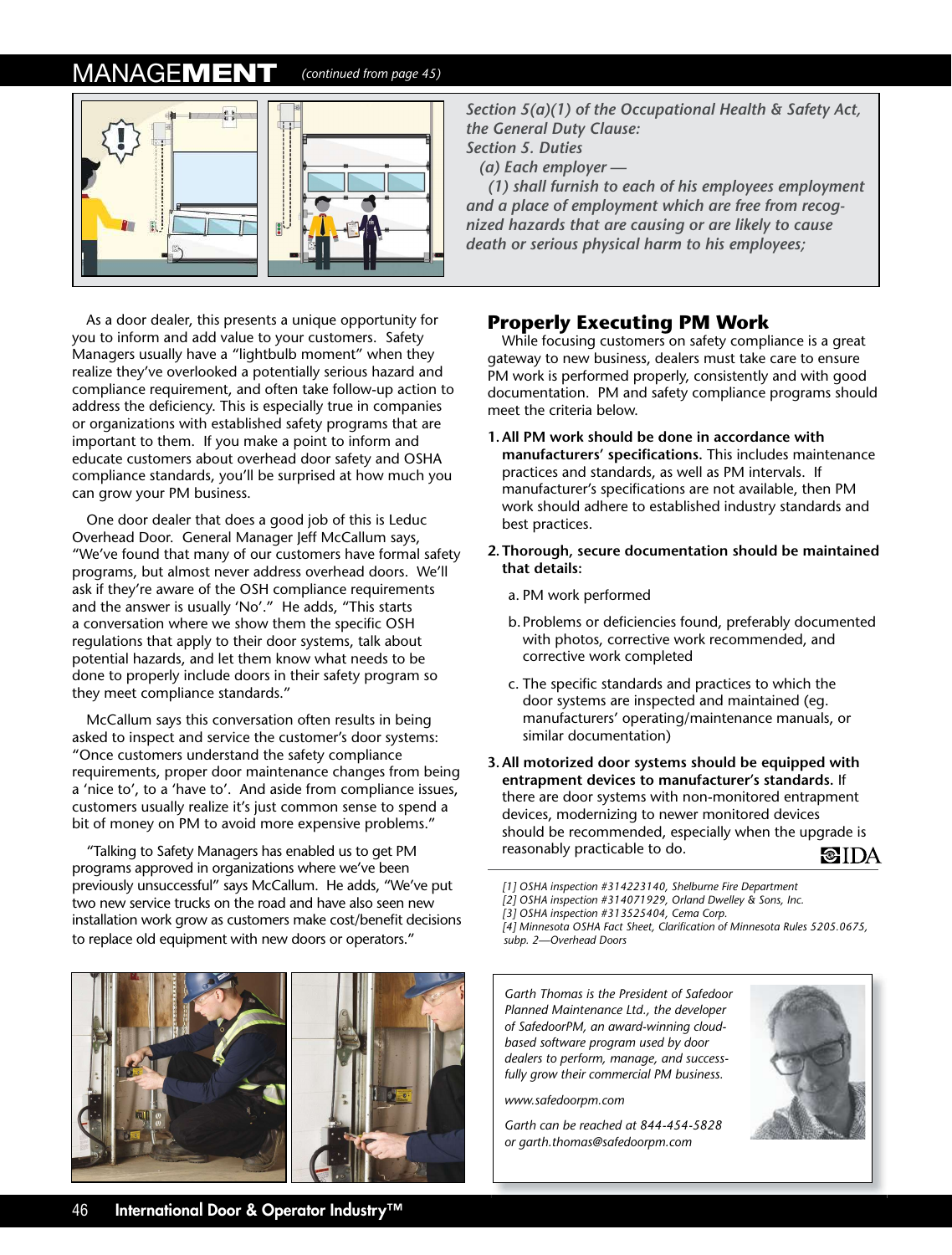*(continued from page 45)*

*Section 5(a)(1) of the Occupational Health & Safety Act, the General Duty Clause:*
*Section 5. Duties*
*(a) Each employer —*
*(1) shall furnish to each of his employees employment and a place of employment which are free from recognized hazards that are causing or are likely to cause death or serious physical harm to his employees;*

As a door dealer, this presents a unique opportunity for you to inform and add value to your customers. Safety Managers usually have a "lightbulb moment" when they realize they've overlooked a potentially serious hazard and compliance requirement, and often take follow-up action to address the deficiency. This is especially true in companies or organizations with established safety programs that are important to them. If you make a point to inform and educate customers about overhead door safety and OSHA compliance standards, you'll be surprised at how much you can grow your PM business.

One door dealer that does a good job of this is Leduc Overhead Door. General Manager Jeff McCallum says, "We've found that many of our customers have formal safety programs, but almost never address overhead doors. We'll ask if they're aware of the OSH compliance requirements and the answer is usually 'No'." He adds, "This starts a conversation where we show them the specific OSH regulations that apply to their door systems, talk about potential hazards, and let them know what needs to be done to properly include doors in their safety program so they meet compliance standards."

McCallum says this conversation often results in being asked to inspect and service the customer's door systems: "Once customers understand the safety compliance requirements, proper door maintenance changes from being a 'nice to', to a 'have to'. And aside from compliance issues, customers usually realize it's just common sense to spend a bit of money on PM to avoid more expensive problems."

"Talking to Safety Managers has enabled us to get PM programs approved in organizations where we've been previously unsuccessful" says McCallum. He adds, "We've put two new service trucks on the road and have also seen new installation work grow as customers make cost/benefit decisions to replace old equipment with new doors or operators."

## Properly Executing PM Work

While focusing customers on safety compliance is a great gateway to new business, dealers must take care to ensure PM work is performed properly, consistently and with good documentation. PM and safety compliance programs should meet the criteria below.

1. **All PM work should be done in accordance with manufacturers' specifications.** This includes maintenance practices and standards, as well as PM intervals. If manufacturer's specifications are not available, then PM work should adhere to established industry standards and best practices.

2. **Thorough, secure documentation should be maintained that details:**
   a. PM work performed
   b. Problems or deficiencies found, preferably documented with photos, corrective work recommended, and corrective work completed
   c. The specific standards and practices to which the door systems are inspected and maintained (eg. manufacturers' operating/maintenance manuals, or similar documentation)

3. **All motorized door systems should be equipped with entrapment devices to manufacturer's standards.** If there are door systems with non-monitored entrapment devices, modernizing to newer monitored devices should be recommended, especially when the upgrade is reasonably practicable to do.

IDA

*[1] OSHA inspection #314223140, Shelburne Fire Department*
*[2] OSHA inspection #314071929, Orland Dwelley & Sons, Inc.*
*[3] OSHA inspection #313525404, Cema Corp.*
*[4] Minnesota OSHA Fact Sheet, Clarification of Minnesota Rules 5205.0675, subp. 2—Overhead Doors*

*Garth Thomas is the President of Safedoor Planned Maintenance Ltd., the developer of SafedoorPM, an award-winning cloud-based software program used by door dealers to perform, manage, and successfully grow their commercial PM business.*

*www.safedoorpm.com*

*Garth can be reached at 844-454-5828 or garth.thomas@safedoorpm.com*